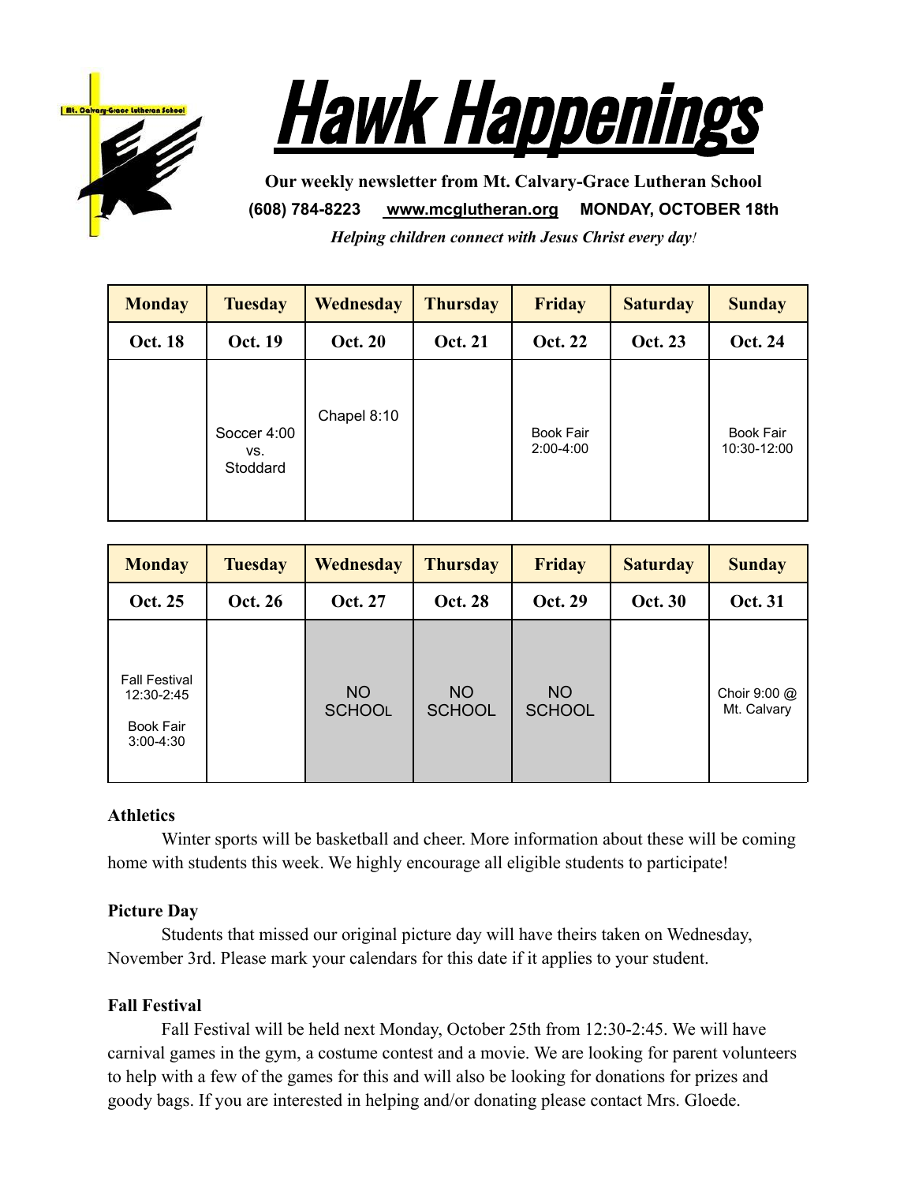# Hawk Happenings

**Our weekly newsletter from Mt. Calvary-Grace Lutheran School**

**(608) 784-8223 www.mcglutheran.org MONDAY, OCTOBER 18th**

***Helping children connect with Jesus Christ every day!***

| Monday | Tuesday | Wednesday | Thursday | Friday | Saturday | Sunday |
|---|---|---|---|---|---|---|
| **Oct. 18** | **Oct. 19** | **Oct. 20** | **Oct. 21** | **Oct. 22** | **Oct. 23** | **Oct. 24** |
| | Soccer 4:00 vs. Stoddard | Chapel 8:10 | | Book Fair 2:00-4:00 | | Book Fair 10:30-12:00 |

| Monday | Tuesday | Wednesday | Thursday | Friday | Saturday | Sunday |
|---|---|---|---|---|---|---|
| **Oct. 25** | **Oct. 26** | **Oct. 27** | **Oct. 28** | **Oct. 29** | **Oct. 30** | **Oct. 31** |
| Fall Festival 12:30-2:45<br>Book Fair 3:00-4:30 | | NO SCHOOL | NO SCHOOL | NO SCHOOL | | Choir 9:00 @ Mt. Calvary |

**Athletics**

Winter sports will be basketball and cheer. More information about these will be coming home with students this week. We highly encourage all eligible students to participate!

**Picture Day**

Students that missed our original picture day will have theirs taken on Wednesday, November 3rd. Please mark your calendars for this date if it applies to your student.

**Fall Festival**

Fall Festival will be held next Monday, October 25th from 12:30-2:45. We will have carnival games in the gym, a costume contest and a movie. We are looking for parent volunteers to help with a few of the games for this and will also be looking for donations for prizes and goody bags. If you are interested in helping and/or donating please contact Mrs. Gloede.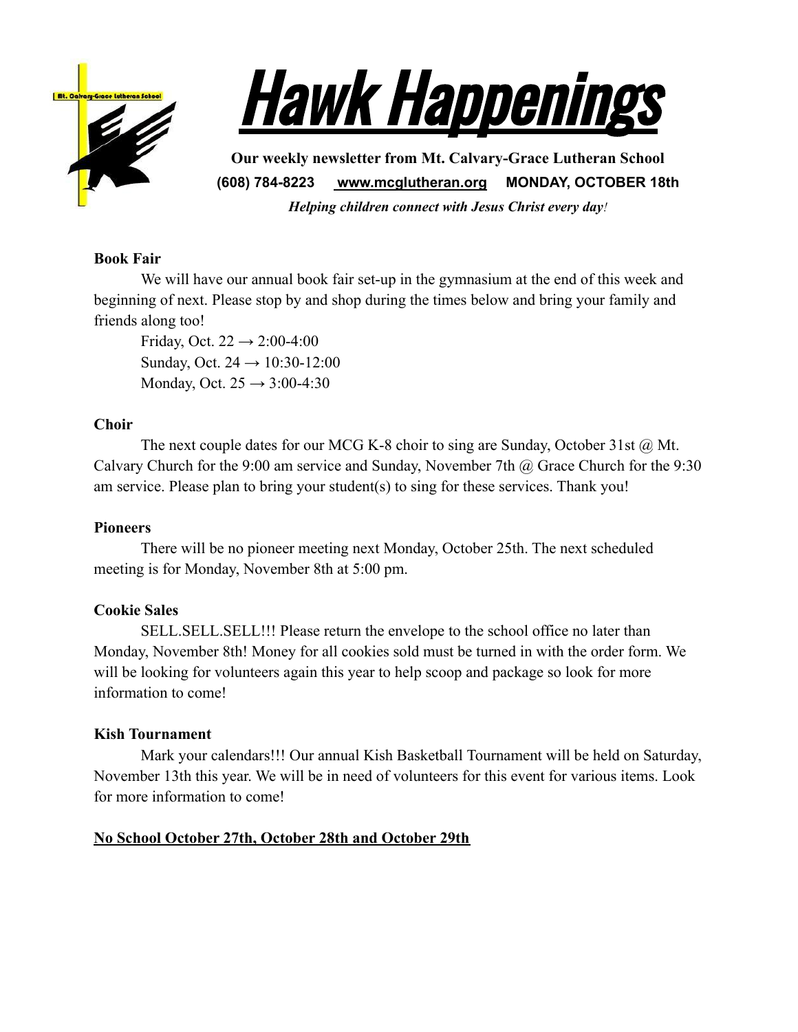# Hawk Happenings

**Our weekly newsletter from Mt. Calvary-Grace Lutheran School**

**(608) 784-8223 www.mcglutheran.org MONDAY, OCTOBER 18th**

***Helping children connect with Jesus Christ every day!***

**Book Fair**

We will have our annual book fair set-up in the gymnasium at the end of this week and beginning of next. Please stop by and shop during the times below and bring your family and friends along too!

Friday, Oct. 22 → 2:00-4:00
Sunday, Oct. 24 → 10:30-12:00
Monday, Oct. 25 → 3:00-4:30

**Choir**

The next couple dates for our MCG K-8 choir to sing are Sunday, October 31st @ Mt. Calvary Church for the 9:00 am service and Sunday, November 7th @ Grace Church for the 9:30 am service. Please plan to bring your student(s) to sing for these services. Thank you!

**Pioneers**

There will be no pioneer meeting next Monday, October 25th. The next scheduled meeting is for Monday, November 8th at 5:00 pm.

**Cookie Sales**

SELL.SELL.SELL!!! Please return the envelope to the school office no later than Monday, November 8th! Money for all cookies sold must be turned in with the order form. We will be looking for volunteers again this year to help scoop and package so look for more information to come!

**Kish Tournament**

Mark your calendars!!! Our annual Kish Basketball Tournament will be held on Saturday, November 13th this year. We will be in need of volunteers for this event for various items. Look for more information to come!

**No School October 27th, October 28th and October 29th**